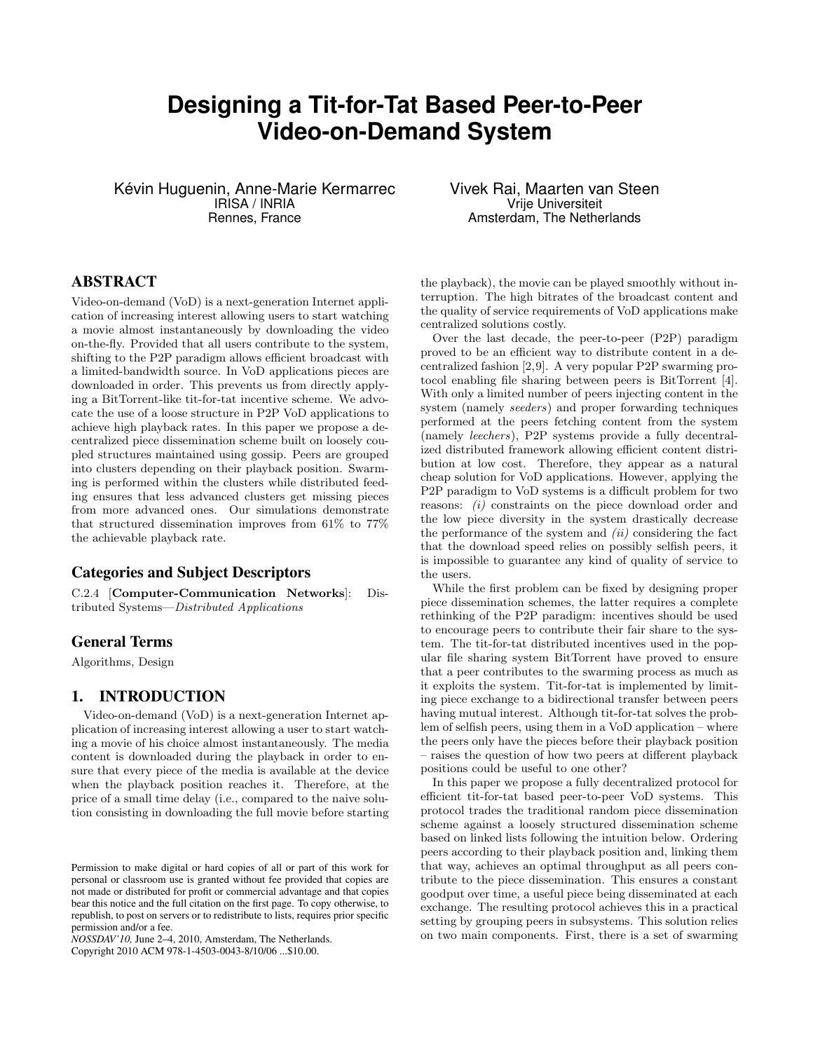# Designing a Tit-for-Tat Based Peer-to-Peer Video-on-Demand System

Kévin Huguenin, Anne-Marie Kermarrec
IRISA / INRIA
Rennes, France

Vivek Rai, Maarten van Steen
Vrije Universiteit
Amsterdam, The Netherlands

## ABSTRACT

Video-on-demand (VoD) is a next-generation Internet application of increasing interest allowing users to start watching a movie almost instantaneously by downloading the video on-the-fly. Provided that all users contribute to the system, shifting to the P2P paradigm allows efficient broadcast with a limited-bandwidth source. In VoD applications pieces are downloaded in order. This prevents us from directly applying a BitTorrent-like tit-for-tat incentive scheme. We advocate the use of a loose structure in P2P VoD applications to achieve high playback rates. In this paper we propose a decentralized piece dissemination scheme built on loosely coupled structures maintained using gossip. Peers are grouped into clusters depending on their playback position. Swarming is performed within the clusters while distributed feeding ensures that less advanced clusters get missing pieces from more advanced ones. Our simulations demonstrate that structured dissemination improves from 61% to 77% the achievable playback rate.

### Categories and Subject Descriptors

C.2.4 [**Computer-Communication Networks**]: Distributed Systems—*Distributed Applications*

### General Terms

Algorithms, Design

## 1. INTRODUCTION

Video-on-demand (VoD) is a next-generation Internet application of increasing interest allowing a user to start watching a movie of his choice almost instantaneously. The media content is downloaded during the playback in order to ensure that every piece of the media is available at the device when the playback position reaches it. Therefore, at the price of a small time delay (i.e., compared to the naive solution consisting in downloading the full movie before starting the playback), the movie can be played smoothly without interruption. The high bitrates of the broadcast content and the quality of service requirements of VoD applications make centralized solutions costly.

Over the last decade, the peer-to-peer (P2P) paradigm proved to be an efficient way to distribute content in a decentralized fashion [2,9]. A very popular P2P swarming protocol enabling file sharing between peers is BitTorrent [4]. With only a limited number of peers injecting content in the system (namely *seeders*) and proper forwarding techniques performed at the peers fetching content from the system (namely *leechers*), P2P systems provide a fully decentralized distributed framework allowing efficient content distribution at low cost. Therefore, they appear as a natural cheap solution for VoD applications. However, applying the P2P paradigm to VoD systems is a difficult problem for two reasons: *(i)* constraints on the piece download order and the low piece diversity in the system drastically decrease the performance of the system and *(ii)* considering the fact that the download speed relies on possibly selfish peers, it is impossible to guarantee any kind of quality of service to the users.

While the first problem can be fixed by designing proper piece dissemination schemes, the latter requires a complete rethinking of the P2P paradigm: incentives should be used to encourage peers to contribute their fair share to the system. The tit-for-tat distributed incentives used in the popular file sharing system BitTorrent have proved to ensure that a peer contributes to the swarming process as much as it exploits the system. Tit-for-tat is implemented by limiting piece exchange to a bidirectional transfer between peers having mutual interest. Although tit-for-tat solves the problem of selfish peers, using them in a VoD application – where the peers only have the pieces before their playback position – raises the question of how two peers at different playback positions could be useful to one other?

In this paper we propose a fully decentralized protocol for efficient tit-for-tat based peer-to-peer VoD systems. This protocol trades the traditional random piece dissemination scheme against a loosely structured dissemination scheme based on linked lists following the intuition below. Ordering peers according to their playback position and, linking them that way, achieves an optimal throughput as all peers contribute to the piece dissemination. This ensures a constant goodput over time, a useful piece being disseminated at each exchange. The resulting protocol achieves this in a practical setting by grouping peers in subsystems. This solution relies on two main components. First, there is a set of swarming

Permission to make digital or hard copies of all or part of this work for personal or classroom use is granted without fee provided that copies are not made or distributed for profit or commercial advantage and that copies bear this notice and the full citation on the first page. To copy otherwise, to republish, to post on servers or to redistribute to lists, requires prior specific permission and/or a fee.
*NOSSDAV'10,* June 2–4, 2010, Amsterdam, The Netherlands.
Copyright 2010 ACM 978-1-4503-0043-8/10/06 ...$10.00.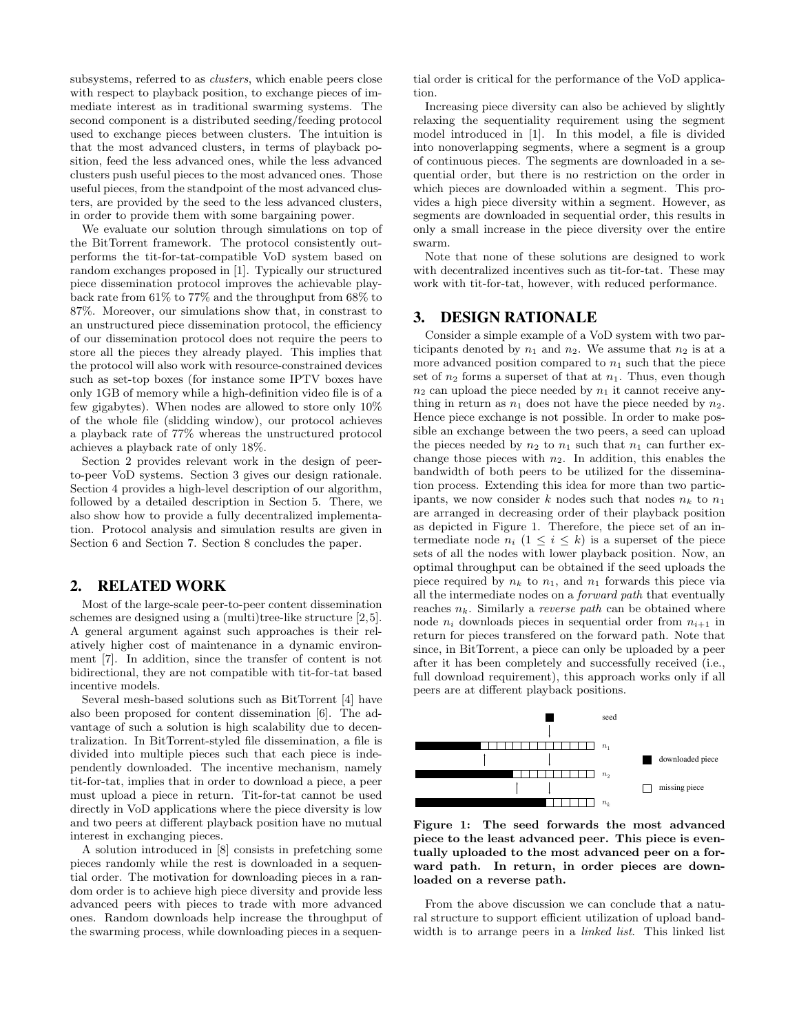subsystems, referred to as *clusters*, which enable peers close with respect to playback position, to exchange pieces of immediate interest as in traditional swarming systems. The second component is a distributed seeding/feeding protocol used to exchange pieces between clusters. The intuition is that the most advanced clusters, in terms of playback position, feed the less advanced ones, while the less advanced clusters push useful pieces to the most advanced ones. Those useful pieces, from the standpoint of the most advanced clusters, are provided by the seed to the less advanced clusters, in order to provide them with some bargaining power.

We evaluate our solution through simulations on top of the BitTorrent framework. The protocol consistently outperforms the tit-for-tat-compatible VoD system based on random exchanges proposed in [1]. Typically our structured piece dissemination protocol improves the achievable playback rate from 61% to 77% and the throughput from 68% to 87%. Moreover, our simulations show that, in contrast to an unstructured piece dissemination protocol, the efficiency of our dissemination protocol does not require the peers to store all the pieces they already played. This implies that the protocol will also work with resource-constrained devices such as set-top boxes (for instance some IPTV boxes have only 1GB of memory while a high-definition video file is of a few gigabytes). When nodes are allowed to store only 10% of the whole file (slidding window), our protocol achieves a playback rate of 77% whereas the unstructured protocol achieves a playback rate of only 18%.

Section 2 provides relevant work in the design of peer-to-peer VoD systems. Section 3 gives our design rationale. Section 4 provides a high-level description of our algorithm, followed by a detailed description in Section 5. There, we also show how to provide a fully decentralized implementation. Protocol analysis and simulation results are given in Section 6 and Section 7. Section 8 concludes the paper.

## 2. RELATED WORK

Most of the large-scale peer-to-peer content dissemination schemes are designed using a (multi)tree-like structure [2,5]. A general argument against such approaches is their relatively higher cost of maintenance in a dynamic environment [7]. In addition, since the transfer of content is not bidirectional, they are not compatible with tit-for-tat based incentive models.

Several mesh-based solutions such as BitTorrent [4] have also been proposed for content dissemination [6]. The advantage of such a solution is high scalability due to decentralization. In BitTorrent-styled file dissemination, a file is divided into multiple pieces such that each piece is independently downloaded. The incentive mechanism, namely tit-for-tat, implies that in order to download a piece, a peer must upload a piece in return. Tit-for-tat cannot be used directly in VoD applications where the piece diversity is low and two peers at different playback position have no mutual interest in exchanging pieces.

A solution introduced in [8] consists in prefetching some pieces randomly while the rest is downloaded in a sequential order. The motivation for downloading pieces in a random order is to achieve high piece diversity and provide less advanced peers with pieces to trade with more advanced ones. Random downloads help increase the throughput of the swarming process, while downloading pieces in a sequential order is critical for the performance of the VoD application.

Increasing piece diversity can also be achieved by slightly relaxing the sequentiality requirement using the segment model introduced in [1]. In this model, a file is divided into nonoverlapping segments, where a segment is a group of continuous pieces. The segments are downloaded in a sequential order, but there is no restriction on the order in which pieces are downloaded within a segment. This provides a high piece diversity within a segment. However, as segments are downloaded in sequential order, this results in only a small increase in the piece diversity over the entire swarm.

Note that none of these solutions are designed to work with decentralized incentives such as tit-for-tat. These may work with tit-for-tat, however, with reduced performance.

## 3. DESIGN RATIONALE

Consider a simple example of a VoD system with two participants denoted by $n_1$ and $n_2$. We assume that $n_2$ is at a more advanced position compared to $n_1$ such that the piece set of $n_2$ forms a superset of that at $n_1$. Thus, even though $n_2$ can upload the piece needed by $n_1$ it cannot receive anything in return as $n_1$ does not have the piece needed by $n_2$. Hence piece exchange is not possible. In order to make possible an exchange between the two peers, a seed can upload the pieces needed by $n_2$ to $n_1$ such that $n_1$ can further exchange those pieces with $n_2$. In addition, this enables the bandwidth of both peers to be utilized for the dissemination process. Extending this idea for more than two participants, we now consider $k$ nodes such that nodes $n_k$ to $n_1$ are arranged in decreasing order of their playback position as depicted in Figure 1. Therefore, the piece set of an intermediate node $n_i$ ($1 \leq i \leq k$) is a superset of the piece sets of all the nodes with lower playback position. Now, an optimal throughput can be obtained if the seed uploads the piece required by $n_k$ to $n_1$, and $n_1$ forwards this piece via all the intermediate nodes on a *forward path* that eventually reaches $n_k$. Similarly a *reverse path* can be obtained where node $n_i$ downloads pieces in sequential order from $n_{i+1}$ in return for pieces transfered on the forward path. Note that since, in BitTorrent, a piece can only be uploaded by a peer after it has been completely and successfully received (i.e., full download requirement), this approach works only if all peers are at different playback positions.

**Figure 1: The seed forwards the most advanced piece to the least advanced peer. This piece is eventually uploaded to the most advanced peer on a forward path. In return, in order pieces are downloaded on a reverse path.**

From the above discussion we can conclude that a natural structure to support efficient utilization of upload bandwidth is to arrange peers in a *linked list*. This linked list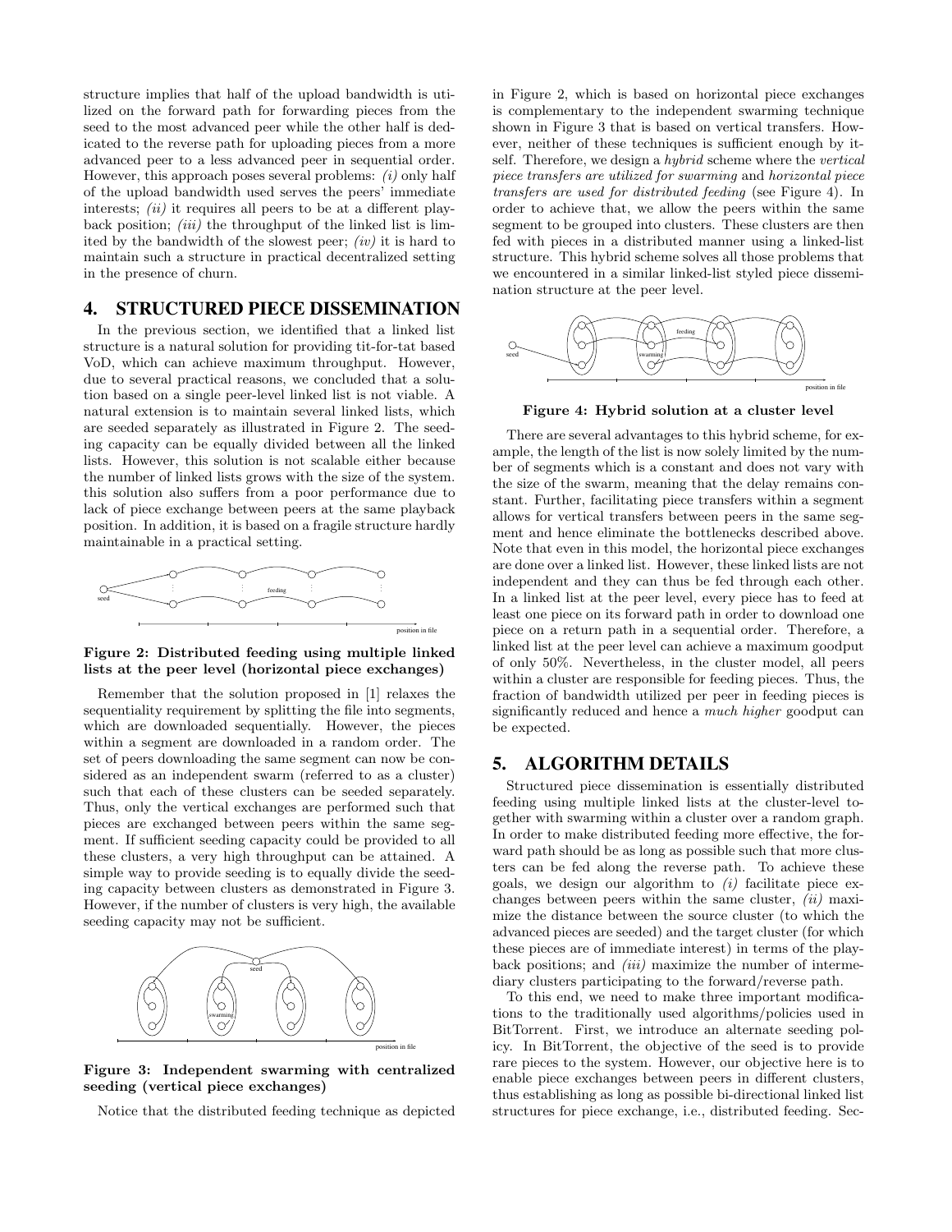structure implies that half of the upload bandwidth is utilized on the forward path for forwarding pieces from the seed to the most advanced peer while the other half is dedicated to the reverse path for uploading pieces from a more advanced peer to a less advanced peer in sequential order. However, this approach poses several problems: *(i)* only half of the upload bandwidth used serves the peers' immediate interests; *(ii)* it requires all peers to be at a different playback position; *(iii)* the throughput of the linked list is limited by the bandwidth of the slowest peer; *(iv)* it is hard to maintain such a structure in practical decentralized setting in the presence of churn.

## 4. STRUCTURED PIECE DISSEMINATION

In the previous section, we identified that a linked list structure is a natural solution for providing tit-for-tat based VoD, which can achieve maximum throughput. However, due to several practical reasons, we concluded that a solution based on a single peer-level linked list is not viable. A natural extension is to maintain several linked lists, which are seeded separately as illustrated in Figure 2. The seeding capacity can be equally divided between all the linked lists. However, this solution is not scalable either because the number of linked lists grows with the size of the system. this solution also suffers from a poor performance due to lack of piece exchange between peers at the same playback position. In addition, it is based on a fragile structure hardly maintainable in a practical setting.

**Figure 2: Distributed feeding using multiple linked lists at the peer level (horizontal piece exchanges)**

Remember that the solution proposed in [1] relaxes the sequentiality requirement by splitting the file into segments, which are downloaded sequentially. However, the pieces within a segment are downloaded in a random order. The set of peers downloading the same segment can now be considered as an independent swarm (referred to as a cluster) such that each of these clusters can be seeded separately. Thus, only the vertical exchanges are performed such that pieces are exchanged between peers within the same segment. If sufficient seeding capacity could be provided to all these clusters, a very high throughput can be attained. A simple way to provide seeding is to equally divide the seeding capacity between clusters as demonstrated in Figure 3. However, if the number of clusters is very high, the available seeding capacity may not be sufficient.

**Figure 3: Independent swarming with centralized seeding (vertical piece exchanges)**

Notice that the distributed feeding technique as depicted in Figure 2, which is based on horizontal piece exchanges is complementary to the independent swarming technique shown in Figure 3 that is based on vertical transfers. However, neither of these techniques is sufficient enough by itself. Therefore, we design a *hybrid* scheme where the *vertical piece transfers are utilized for swarming* and *horizontal piece transfers are used for distributed feeding* (see Figure 4). In order to achieve that, we allow the peers within the same segment to be grouped into clusters. These clusters are then fed with pieces in a distributed manner using a linked-list structure. This hybrid scheme solves all those problems that we encountered in a similar linked-list styled piece dissemination structure at the peer level.

**Figure 4: Hybrid solution at a cluster level**

There are several advantages to this hybrid scheme, for example, the length of the list is now solely limited by the number of segments which is a constant and does not vary with the size of the swarm, meaning that the delay remains constant. Further, facilitating piece transfers within a segment allows for vertical transfers between peers in the same segment and hence eliminate the bottlenecks described above. Note that even in this model, the horizontal piece exchanges are done over a linked list. However, these linked lists are not independent and they can thus be fed through each other. In a linked list at the peer level, every piece has to feed at least one piece on its forward path in order to download one piece on a return path in a sequential order. Therefore, a linked list at the peer level can achieve a maximum goodput of only 50%. Nevertheless, in the cluster model, all peers within a cluster are responsible for feeding pieces. Thus, the fraction of bandwidth utilized per peer in feeding pieces is significantly reduced and hence a *much higher* goodput can be expected.

## 5. ALGORITHM DETAILS

Structured piece dissemination is essentially distributed feeding using multiple linked lists at the cluster-level together with swarming within a cluster over a random graph. In order to make distributed feeding more effective, the forward path should be as long as possible such that more clusters can be fed along the reverse path. To achieve these goals, we design our algorithm to *(i)* facilitate piece exchanges between peers within the same cluster, *(ii)* maximize the distance between the source cluster (to which the advanced pieces are seeded) and the target cluster (for which these pieces are of immediate interest) in terms of the playback positions; and *(iii)* maximize the number of intermediary clusters participating to the forward/reverse path.

To this end, we need to make three important modifications to the traditionally used algorithms/policies used in BitTorrent. First, we introduce an alternate seeding policy. In BitTorrent, the objective of the seed is to provide rare pieces to the system. However, our objective here is to enable piece exchanges between peers in different clusters, thus establishing as long as possible bi-directional linked list structures for piece exchange, i.e., distributed feeding. Sec-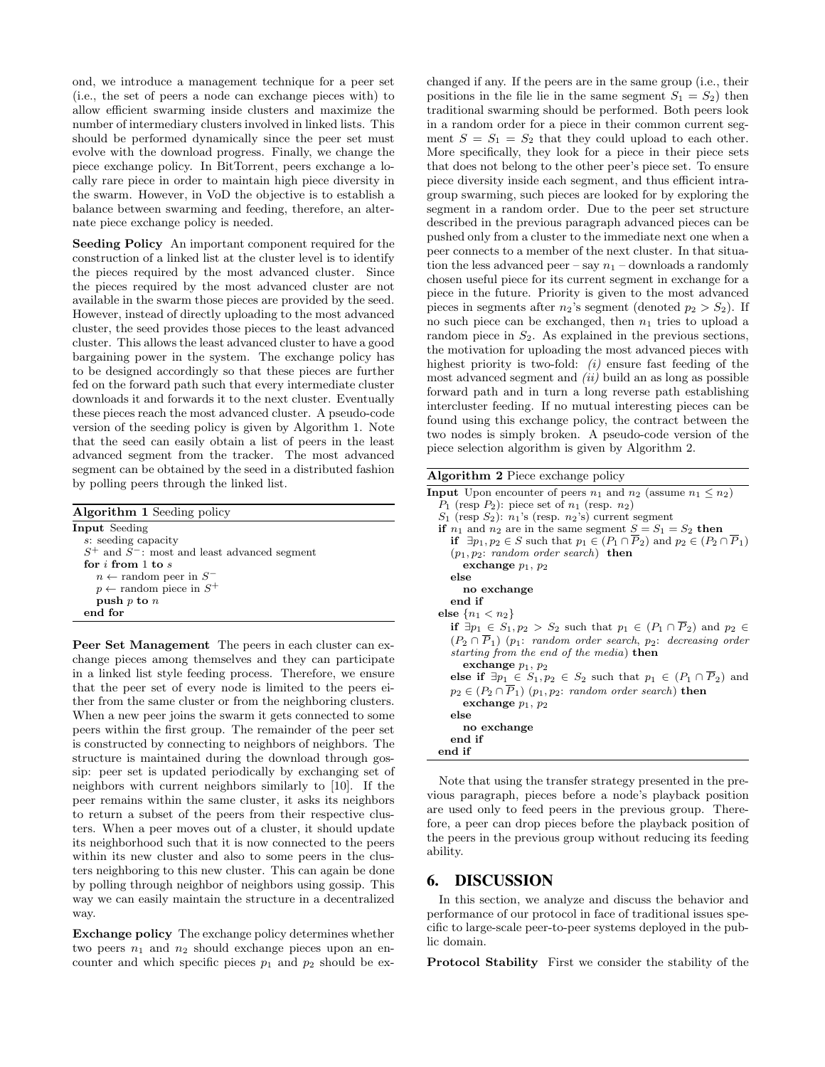ond, we introduce a management technique for a peer set (i.e., the set of peers a node can exchange pieces with) to allow efficient swarming inside clusters and maximize the number of intermediary clusters involved in linked lists. This should be performed dynamically since the peer set must evolve with the download progress. Finally, we change the piece exchange policy. In BitTorrent, peers exchange a locally rare piece in order to maintain high piece diversity in the swarm. However, in VoD the objective is to establish a balance between swarming and feeding, therefore, an alternate piece exchange policy is needed.

**Seeding Policy** An important component required for the construction of a linked list at the cluster level is to identify the pieces required by the most advanced cluster. Since the pieces required by the most advanced cluster are not available in the swarm those pieces are provided by the seed. However, instead of directly uploading to the most advanced cluster, the seed provides those pieces to the least advanced cluster. This allows the least advanced cluster to have a good bargaining power in the system. The exchange policy has to be designed accordingly so that these pieces are further fed on the forward path such that every intermediate cluster downloads it and forwards it to the next cluster. Eventually these pieces reach the most advanced cluster. A pseudo-code version of the seeding policy is given by Algorithm 1. Note that the seed can easily obtain a list of peers in the least advanced segment from the tracker. The most advanced segment can be obtained by the seed in a distributed fashion by polling peers through the linked list.

**Algorithm 1** Seeding policy

**Input** Seeding
  $s$: seeding capacity
  $S^+$ and $S^-$: most and least advanced segment
  **for** $i$ **from** 1 **to** $s$
    $n \leftarrow$ random peer in $S^-$
    $p \leftarrow$ random piece in $S^+$
    **push** $p$ **to** $n$
  **end for**

**Peer Set Management** The peers in each cluster can exchange pieces among themselves and they can participate in a linked list style feeding process. Therefore, we ensure that the peer set of every node is limited to the peers either from the same cluster or from the neighboring clusters. When a new peer joins the swarm it gets connected to some peers within the first group. The remainder of the peer set is constructed by connecting to neighbors of neighbors. The structure is maintained during the download through gossip: peer set is updated periodically by exchanging set of neighbors with current neighbors similarly to [10]. If the peer remains within the same cluster, it asks its neighbors to return a subset of the peers from their respective clusters. When a peer moves out of a cluster, it should update its neighborhood such that it is now connected to the peers within its new cluster and also to some peers in the clusters neighboring to this new cluster. This can again be done by polling through neighbor of neighbors using gossip. This way we can easily maintain the structure in a decentralized way.

**Exchange policy** The exchange policy determines whether two peers $n_1$ and $n_2$ should exchange pieces upon an encounter and which specific pieces $p_1$ and $p_2$ should be exchanged if any. If the peers are in the same group (i.e., their positions in the file lie in the same segment $S_1 = S_2$) then traditional swarming should be performed. Both peers look in a random order for a piece in their common current segment $S = S_1 = S_2$ that they could upload to each other. More specifically, they look for a piece in their piece sets that does not belong to the other peer's piece set. To ensure piece diversity inside each segment, and thus efficient intra-group swarming, such pieces are looked for by exploring the segment in a random order. Due to the peer set structure described in the previous paragraph advanced pieces can be pushed only from a cluster to the immediate next one when a peer connects to a member of the next cluster. In that situation the less advanced peer – say $n_1$ – downloads a randomly chosen useful piece for its current segment in exchange for a piece in the future. Priority is given to the most advanced pieces in segments after $n_2$'s segment (denoted $p_2 > S_2$). If no such piece can be exchanged, then $n_1$ tries to upload a random piece in $S_2$. As explained in the previous sections, the motivation for uploading the most advanced pieces with highest priority is two-fold: *(i)* ensure fast feeding of the most advanced segment and *(ii)* build an as long as possible forward path and in turn a long reverse path establishing intercluster feeding. If no mutual interesting pieces can be found using this exchange policy, the contract between the two nodes is simply broken. A pseudo-code version of the piece selection algorithm is given by Algorithm 2.

**Algorithm 2** Piece exchange policy

**Input** Upon encounter of peers $n_1$ and $n_2$ (assume $n_1 \leq n_2$)
  $P_1$ (resp $P_2$): piece set of $n_1$ (resp. $n_2$)
  $S_1$ (resp $S_2$): $n_1$'s (resp. $n_2$'s) current segment
  **if** $n_1$ and $n_2$ are in the same segment $S = S_1 = S_2$ **then**
    **if** $\exists p_1, p_2 \in S$ such that $p_1 \in (P_1 \cap \overline{P}_2)$ and $p_2 \in (P_2 \cap \overline{P}_1)$ ($p_1, p_2$: *random order search*) **then**
      **exchange** $p_1$, $p_2$
    **else**
      **no exchange**
    **end if**
  **else** $\{n_1 < n_2\}$
    **if** $\exists p_1 \in S_1, p_2 > S_2$ such that $p_1 \in (P_1 \cap \overline{P}_2)$ and $p_2 \in (P_2 \cap \overline{P}_1)$ ($p_1$: *random order search*, $p_2$: *decreasing order starting from the end of the media*) **then**
      **exchange** $p_1$, $p_2$
    **else if** $\exists p_1 \in S_1, p_2 \in S_2$ such that $p_1 \in (P_1 \cap \overline{P}_2)$ and $p_2 \in (P_2 \cap \overline{P}_1)$ ($p_1, p_2$: *random order search*) **then**
      **exchange** $p_1$, $p_2$
    **else**
      **no exchange**
    **end if**
  **end if**

Note that using the transfer strategy presented in the previous paragraph, pieces before a node's playback position are used only to feed peers in the previous group. Therefore, a peer can drop pieces before the playback position of the peers in the previous group without reducing its feeding ability.

## 6. DISCUSSION

In this section, we analyze and discuss the behavior and performance of our protocol in face of traditional issues specific to large-scale peer-to-peer systems deployed in the public domain.

**Protocol Stability** First we consider the stability of the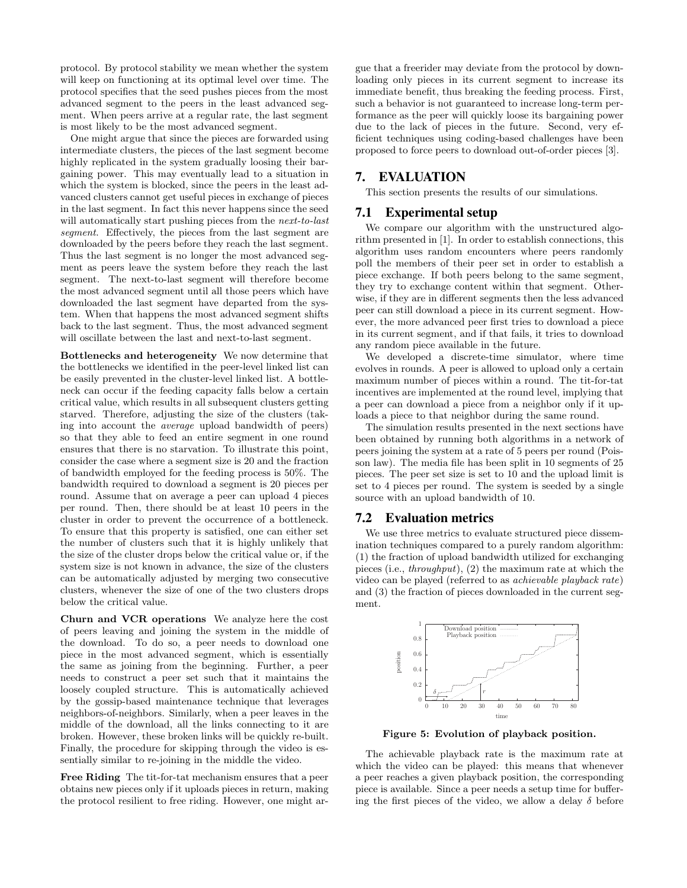protocol. By protocol stability we mean whether the system will keep on functioning at its optimal level over time. The protocol specifies that the seed pushes pieces from the most advanced segment to the peers in the least advanced segment. When peers arrive at a regular rate, the last segment is most likely to be the most advanced segment.

One might argue that since the pieces are forwarded using intermediate clusters, the pieces of the last segment become highly replicated in the system gradually loosing their bargaining power. This may eventually lead to a situation in which the system is blocked, since the peers in the least advanced clusters cannot get useful pieces in exchange of pieces in the last segment. In fact this never happens since the seed will automatically start pushing pieces from the *next-to-last segment*. Effectively, the pieces from the last segment are downloaded by the peers before they reach the last segment. Thus the last segment is no longer the most advanced segment as peers leave the system before they reach the last segment. The next-to-last segment will therefore become the most advanced segment until all those peers which have downloaded the last segment have departed from the system. When that happens the most advanced segment shifts back to the last segment. Thus, the most advanced segment will oscillate between the last and next-to-last segment.

**Bottlenecks and heterogeneity** We now determine that the bottlenecks we identified in the peer-level linked list can be easily prevented in the cluster-level linked list. A bottleneck can occur if the feeding capacity falls below a certain critical value, which results in all subsequent clusters getting starved. Therefore, adjusting the size of the clusters (taking into account the *average* upload bandwidth of peers) so that they able to feed an entire segment in one round ensures that there is no starvation. To illustrate this point, consider the case where a segment size is 20 and the fraction of bandwidth employed for the feeding process is 50%. The bandwidth required to download a segment is 20 pieces per round. Assume that on average a peer can upload 4 pieces per round. Then, there should be at least 10 peers in the cluster in order to prevent the occurrence of a bottleneck. To ensure that this property is satisfied, one can either set the number of clusters such that it is highly unlikely that the size of the cluster drops below the critical value or, if the system size is not known in advance, the size of the clusters can be automatically adjusted by merging two consecutive clusters, whenever the size of one of the two clusters drops below the critical value.

**Churn and VCR operations** We analyze here the cost of peers leaving and joining the system in the middle of the download. To do so, a peer needs to download one piece in the most advanced segment, which is essentially the same as joining from the beginning. Further, a peer needs to construct a peer set such that it maintains the loosely coupled structure. This is automatically achieved by the gossip-based maintenance technique that leverages neighbors-of-neighbors. Similarly, when a peer leaves in the middle of the download, all the links connecting to it are broken. However, these broken links will be quickly re-built. Finally, the procedure for skipping through the video is essentially similar to re-joining in the middle the video.

**Free Riding** The tit-for-tat mechanism ensures that a peer obtains new pieces only if it uploads pieces in return, making the protocol resilient to free riding. However, one might argue that a freerider may deviate from the protocol by downloading only pieces in its current segment to increase its immediate benefit, thus breaking the feeding process. First, such a behavior is not guaranteed to increase long-term performance as the peer will quickly loose its bargaining power due to the lack of pieces in the future. Second, very efficient techniques using coding-based challenges have been proposed to force peers to download out-of-order pieces [3].

## 7. EVALUATION

This section presents the results of our simulations.

### 7.1 Experimental setup

We compare our algorithm with the unstructured algorithm presented in [1]. In order to establish connections, this algorithm uses random encounters where peers randomly poll the members of their peer set in order to establish a piece exchange. If both peers belong to the same segment, they try to exchange content within that segment. Otherwise, if they are in different segments then the less advanced peer can still download a piece in its current segment. However, the more advanced peer first tries to download a piece in its current segment, and if that fails, it tries to download any random piece available in the future.

We developed a discrete-time simulator, where time evolves in rounds. A peer is allowed to upload only a certain maximum number of pieces within a round. The tit-for-tat incentives are implemented at the round level, implying that a peer can download a piece from a neighbor only if it uploads a piece to that neighbor during the same round.

The simulation results presented in the next sections have been obtained by running both algorithms in a network of peers joining the system at a rate of 5 peers per round (Poisson law). The media file has been split in 10 segments of 25 pieces. The peer set size is set to 10 and the upload limit is set to 4 pieces per round. The system is seeded by a single source with an upload bandwidth of 10.

### 7.2 Evaluation metrics

We use three metrics to evaluate structured piece dissemination techniques compared to a purely random algorithm: (1) the fraction of upload bandwidth utilized for exchanging pieces (i.e., *throughput*), (2) the maximum rate at which the video can be played (referred to as *achievable playback rate*) and (3) the fraction of pieces downloaded in the current segment.

Download position
Playback position
position
time
$\delta$
$r$
0 10 20 30 40 50 60 70 80
0 0.2 0.4 0.6 0.8 1

**Figure 5: Evolution of playback position.**

The achievable playback rate is the maximum rate at which the video can be played: this means that whenever a peer reaches a given playback position, the corresponding piece is available. Since a peer needs a setup time for buffering the first pieces of the video, we allow a delay $\delta$ before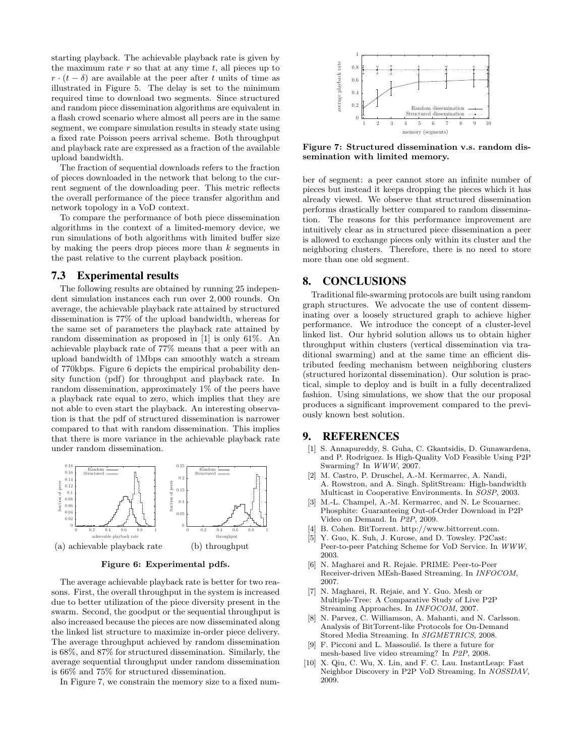starting playback. The achievable playback rate is given by the maximum rate $r$ so that at any time $t$, all pieces up to $r \cdot (t - \delta)$ are available at the peer after $t$ units of time as illustrated in Figure 5. The delay is set to the minimum required time to download two segments. Since structured and random piece dissemination algorithms are equivalent in a flash crowd scenario where almost all peers are in the same segment, we compare simulation results in steady state using a fixed rate Poisson peers arrival scheme. Both throughput and playback rate are expressed as a fraction of the available upload bandwidth.

The fraction of sequential downloads refers to the fraction of pieces downloaded in the network that belong to the current segment of the downloading peer. This metric reflects the overall performance of the piece transfer algorithm and network topology in a VoD context.

To compare the performance of both piece dissemination algorithms in the context of a limited-memory device, we run simulations of both algorithms with limited buffer size by making the peers drop pieces more than $k$ segments in the past relative to the current playback position.

## 7.3 Experimental results

The following results are obtained by running 25 independent simulation instances each run over 2,000 rounds. On average, the achievable playback rate attained by structured dissemination is 77% of the upload bandwidth, whereas for the same set of parameters the playback rate attained by random dissemination as proposed in [1] is only 61%. An achievable playback rate of 77% means that a peer with an upload bandwidth of 1Mbps can smoothly watch a stream of 770kbps. Figure 6 depicts the empirical probability density function (pdf) for throughput and playback rate. In random dissemination, approximately 1% of the peers have a playback rate equal to zero, which implies that they are not able to even start the playback. An interesting observation is that the pdf of structured dissemination is narrower compared to that with random dissemination. This implies that there is more variance in the achievable playback rate under random dissemination.

fraction of peers
Random
Structured
achievable playback rate

(a) achievable playback rate

fraction of peers
Random
Structured
throughput

(b) throughput

**Figure 6: Experimental pdfs.**

The average achievable playback rate is better for two reasons. First, the overall throughput in the system is increased due to better utilization of the piece diversity present in the swarm. Second, the goodput or the sequential throughput is also increased because the pieces are now disseminated along the linked list structure to maximize in-order piece delivery. The average throughput achieved by random dissemination is 68%, and 87% for structured dissemination. Similarly, the average sequential throughput under random dissemination is 66% and 75% for structured dissemination.

In Figure 7, we constrain the memory size to a fixed number of segment: a peer cannot store an infinite number of pieces but instead it keeps dropping the pieces which it has already viewed. We observe that structured dissemination performs drastically better compared to random dissemination. The reasons for this performance improvement are intuitively clear as in structured piece dissemination a peer is allowed to exchange pieces only within its cluster and the neighboring clusters. Therefore, there is no need to store more than one old segment.

average playback rate
Random dissemination
Structured dissemination
memory (segments)

**Figure 7: Structured dissemination v.s. random dissemination with limited memory.**

# 8. CONCLUSIONS

Traditional file-swarming protocols are built using random graph structures. We advocate the use of content disseminating over a loosely structured graph to achieve higher performance. We introduce the concept of a cluster-level linked list. Our hybrid solution allows us to obtain higher throughput within clusters (vertical dissemination via traditional swarming) and at the same time an efficient distributed feeding mechanism between neighboring clusters (structured horizontal dissemination). Our solution is practical, simple to deploy and is built in a fully decentralized fashion. Using simulations, we show that the our proposal produces a significant improvement compared to the previously known best solution.

# 9. REFERENCES

[1] S. Annapureddy, S. Guha, C. Gkantsidis, D. Gunawardena, and P. Rodriguez. Is High-Quality VoD Feasible Using P2P Swarming? In *WWW*, 2007.

[2] M. Castro, P. Druschel, A.-M. Kermarrec, A. Nandi, A. Rowstron, and A. Singh. SplitStream: High-bandwidth Multicast in Cooperative Environments. In *SOSP*, 2003.

[3] M.-L. Champel, A.-M. Kermarrec, and N. Le Scouarnec. Phosphite: Guaranteeing Out-of-Order Download in P2P Video on Demand. In *P2P*, 2009.

[4] B. Cohen. BitTorrent. http://www.bittorrent.com.

[5] Y. Guo, K. Suh, J. Kurose, and D. Towsley. P2Cast: Peer-to-peer Patching Scheme for VoD Service. In *WWW*, 2003.

[6] N. Magharei and R. Rejaie. PRIME: Peer-to-Peer Receiver-driven MEsh-Based Streaming. In *INFOCOM*, 2007.

[7] N. Magharei, R. Rejaie, and Y. Guo. Mesh or Multiple-Tree: A Comparative Study of Live P2P Streaming Approaches. In *INFOCOM*, 2007.

[8] N. Parvez, C. Williamson, A. Mahanti, and N. Carlsson. Analysis of BitTorrent-like Protocols for On-Demand Stored Media Streaming. In *SIGMETRICS*, 2008.

[9] F. Picconi and L. Massoulié. Is there a future for mesh-based live video streaming? In *P2P*, 2008.

[10] X. Qiu, C. Wu, X. Lin, and F. C. Lau. InstantLeap: Fast Neighbor Discovery in P2P VoD Streaming. In *NOSSDAV*, 2009.